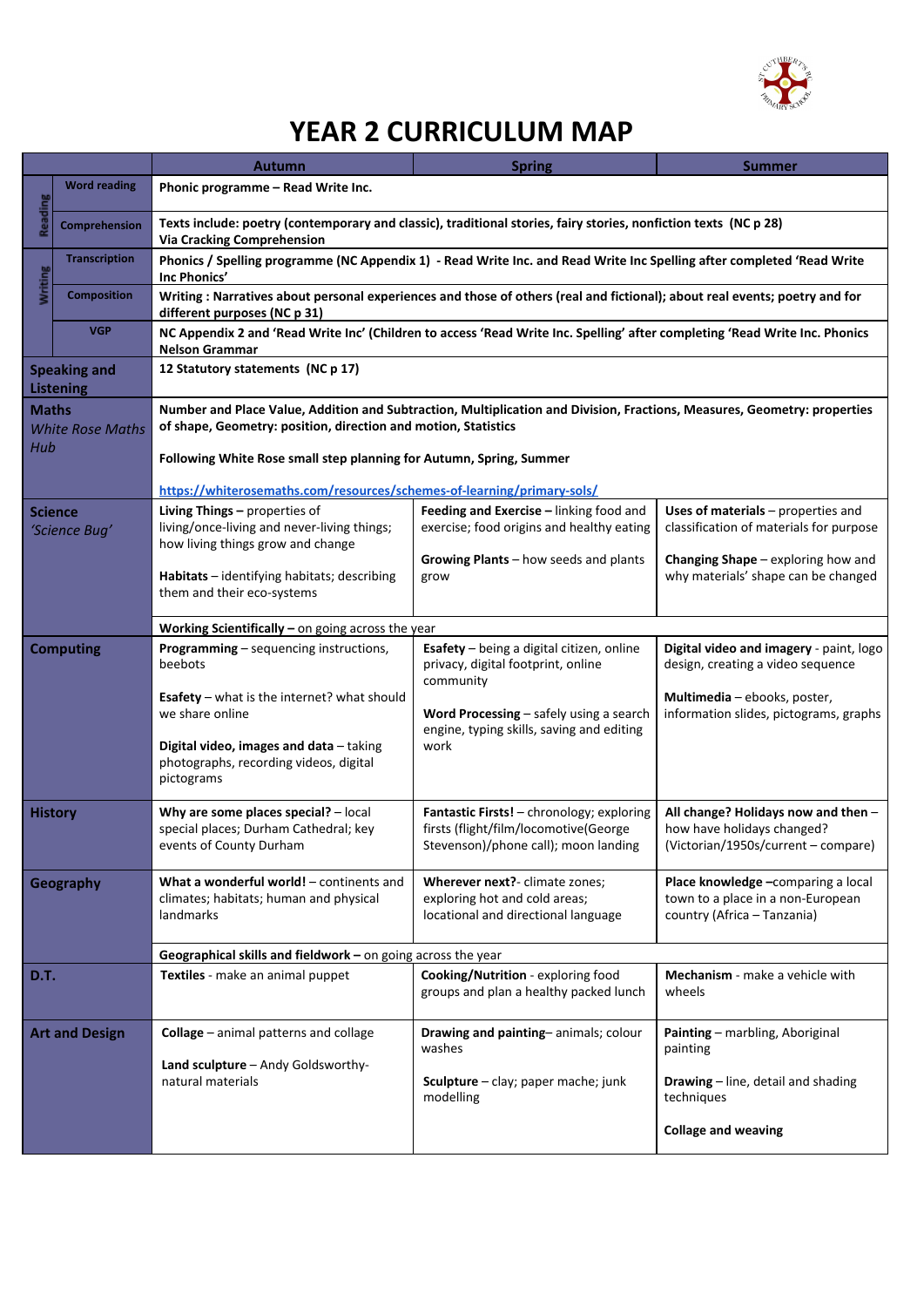# YEAR 2 CURRICULUM MAP

| | | Autumn | Spring | Summer |
|---|---|---|---|---|
| Reading | Word reading | **Phonic programme – Read Write Inc.** | | |
| Reading | Comprehension | **Texts include: poetry (contemporary and classic), traditional stories, fairy stories, nonfiction texts (NC p 28) Via Cracking Comprehension** | | |
| Writing | Transcription | **Phonics / Spelling programme (NC Appendix 1) - Read Write Inc. and Read Write Inc Spelling after completed 'Read Write Inc Phonics'** | | |
| Writing | Composition | **Writing : Narratives about personal experiences and those of others (real and fictional); about real events; poetry and for different purposes (NC p 31)** | | |
| | VGP | **NC Appendix 2 and 'Read Write Inc' (Children to access 'Read Write Inc. Spelling' after completing 'Read Write Inc. Phonics Nelson Grammar** | | |
| **Speaking and Listening** | | **12 Statutory statements (NC p 17)** | | |
| **Maths** *White Rose Maths Hub* | | **Number and Place Value, Addition and Subtraction, Multiplication and Division, Fractions, Measures, Geometry: properties of shape, Geometry: position, direction and motion, Statistics** <br><br> **Following White Rose small step planning for Autumn, Spring, Summer** <br><br> **https://whiterosemaths.com/resources/schemes-of-learning/primary-sols/** | | |
| **Science** *'Science Bug'* | | **Living Things –** properties of living/once-living and never-living things; how living things grow and change <br><br> **Habitats** – identifying habitats; describing them and their eco-systems | **Feeding and Exercise** – linking food and exercise; food origins and healthy eating <br><br> **Growing Plants** – how seeds and plants grow | **Uses of materials** – properties and classification of materials for purpose <br><br> **Changing Shape** – exploring how and why materials' shape can be changed |
| | | **Working Scientifically –** on going across the year | | |
| **Computing** | | **Programming** – sequencing instructions, beebots <br><br> **Esafety** – what is the internet? what should we share online <br><br> **Digital video, images and data** – taking photographs, recording videos, digital pictograms | **Esafety** – being a digital citizen, online privacy, digital footprint, online community <br><br> **Word Processing** – safely using a search engine, typing skills, saving and editing work | **Digital video and imagery** - paint, logo design, creating a video sequence <br><br> **Multimedia** – ebooks, poster, information slides, pictograms, graphs |
| **History** | | **Why are some places special?** – local special places; Durham Cathedral; key events of County Durham | **Fantastic Firsts!** – chronology; exploring firsts (flight/film/locomotive(George Stevenson)/phone call); moon landing | **All change? Holidays now and then** – how have holidays changed? (Victorian/1950s/current – compare) |
| **Geography** | | **What a wonderful world!** – continents and climates; habitats; human and physical landmarks | **Wherever next?**- climate zones; exploring hot and cold areas; locational and directional language | **Place knowledge** –comparing a local town to a place in a non-European country (Africa – Tanzania) |
| | | **Geographical skills and fieldwork –** on going across the year | | |
| **D.T.** | | **Textiles** - make an animal puppet | **Cooking/Nutrition** - exploring food groups and plan a healthy packed lunch | **Mechanism** - make a vehicle with wheels |
| **Art and Design** | | **Collage** – animal patterns and collage <br><br> **Land sculpture** – Andy Goldsworthy- natural materials | **Drawing and painting**– animals; colour washes <br><br> **Sculpture** – clay; paper mache; junk modelling | **Painting** – marbling, Aboriginal painting <br><br> **Drawing** – line, detail and shading techniques <br><br> **Collage and weaving** |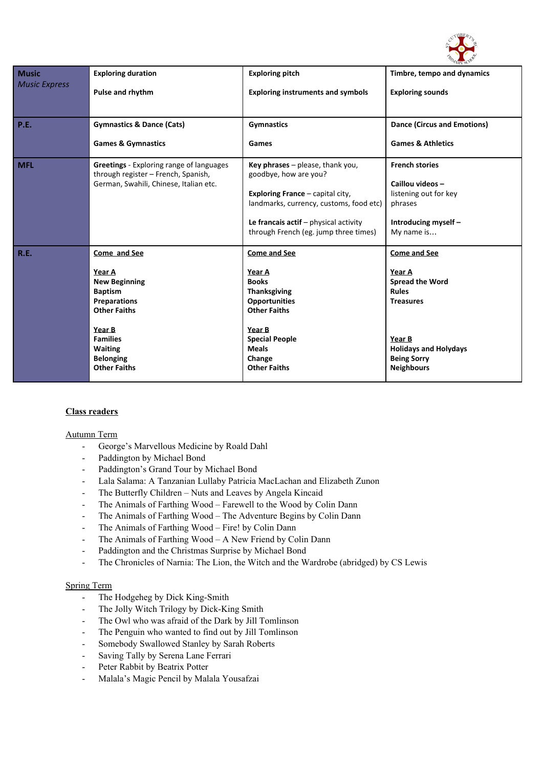| | | | |
|---|---|---|---|
| **Music**<br>*Music Express* | **Exploring duration**<br><br>**Pulse and rhythm** | **Exploring pitch**<br><br>**Exploring instruments and symbols** | **Timbre, tempo and dynamics**<br><br>**Exploring sounds** |
| **P.E.** | **Gymnastics & Dance (Cats)**<br><br>**Games & Gymnastics** | **Gymnastics**<br><br>**Games** | **Dance (Circus and Emotions)**<br><br>**Games & Athletics** |
| **MFL** | **Greetings** - Exploring range of languages through register – French, Spanish, German, Swahili, Chinese, Italian etc. | **Key phrases** – please, thank you, goodbye, how are you?<br><br>**Exploring France** – capital city, landmarks, currency, customs, food etc)<br><br>**Le francais actif** – physical activity through French (eg. jump three times) | **French stories**<br><br>**Caillou videos** – listening out for key phrases<br><br>**Introducing myself** – My name is… |
| **R.E.** | **Come and See**<br><br>**Year A**<br>**New Beginning**<br>**Baptism**<br>**Preparations**<br>**Other Faiths**<br><br>**Year B**<br>**Families**<br>**Waiting**<br>**Belonging**<br>**Other Faiths** | **Come and See**<br><br>**Year A**<br>**Books**<br>**Thanksgiving**<br>**Opportunities**<br>**Other Faiths**<br><br>**Year B**<br>**Special People**<br>**Meals**<br>**Change**<br>**Other Faiths** | **Come and See**<br><br>**Year A**<br>**Spread the Word**<br>**Rules**<br>**Treasures**<br><br>**Year B**<br>**Holidays and Holydays**<br>**Being Sorry**<br>**Neighbours** |

## Class readers

Autumn Term

- George's Marvellous Medicine by Roald Dahl
- Paddington by Michael Bond
- Paddington's Grand Tour by Michael Bond
- Lala Salama: A Tanzanian Lullaby Patricia MacLachan and Elizabeth Zunon
- The Butterfly Children – Nuts and Leaves by Angela Kincaid
- The Animals of Farthing Wood – Farewell to the Wood by Colin Dann
- The Animals of Farthing Wood – The Adventure Begins by Colin Dann
- The Animals of Farthing Wood – Fire! by Colin Dann
- The Animals of Farthing Wood – A New Friend by Colin Dann
- Paddington and the Christmas Surprise by Michael Bond
- The Chronicles of Narnia: The Lion, the Witch and the Wardrobe (abridged) by CS Lewis

Spring Term

- The Hodgeheg by Dick King-Smith
- The Jolly Witch Trilogy by Dick-King Smith
- The Owl who was afraid of the Dark by Jill Tomlinson
- The Penguin who wanted to find out by Jill Tomlinson
- Somebody Swallowed Stanley by Sarah Roberts
- Saving Tally by Serena Lane Ferrari
- Peter Rabbit by Beatrix Potter
- Malala's Magic Pencil by Malala Yousafzai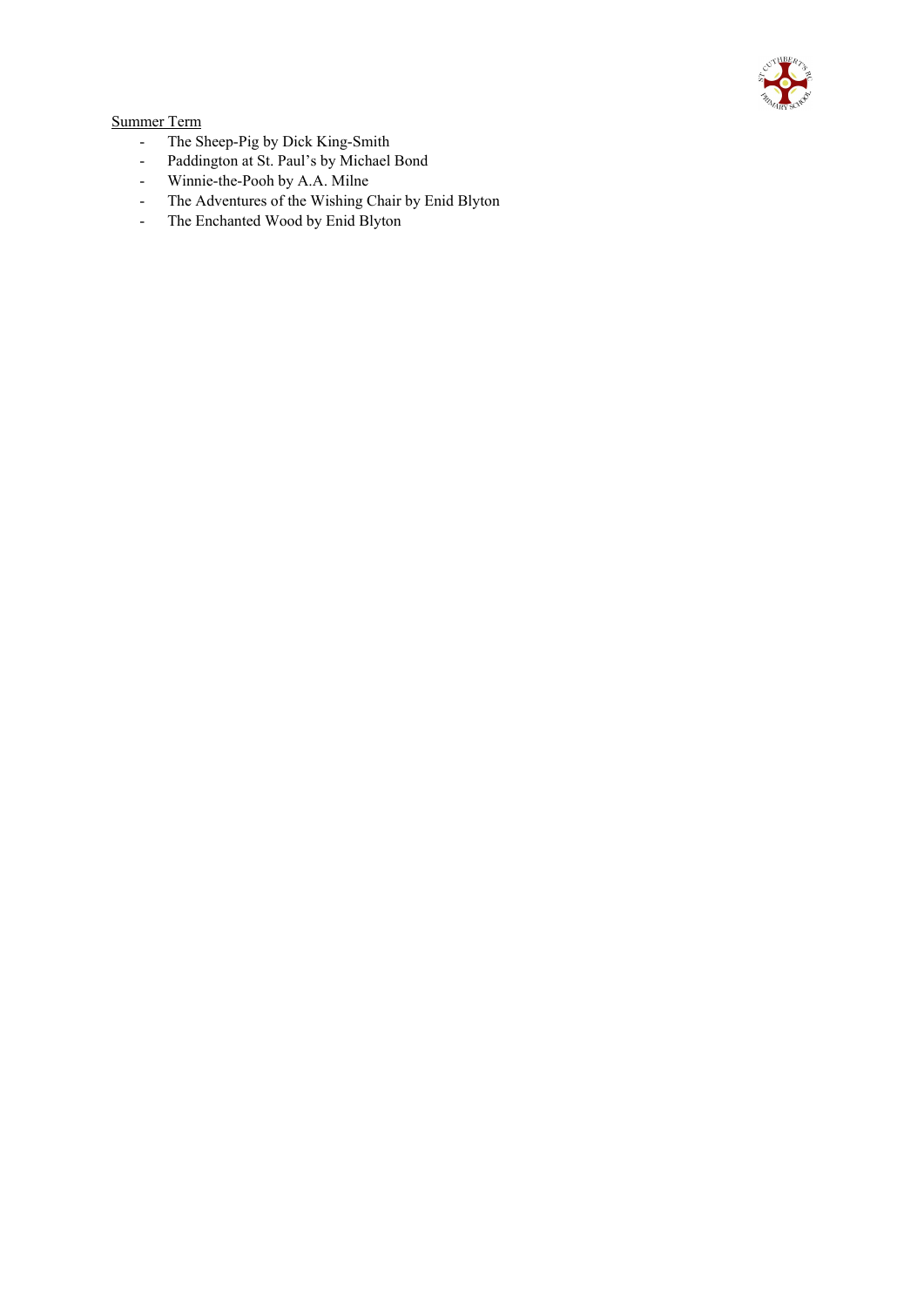Summer Term

- The Sheep-Pig by Dick King-Smith
- Paddington at St. Paul's by Michael Bond
- Winnie-the-Pooh by A.A. Milne
- The Adventures of the Wishing Chair by Enid Blyton
- The Enchanted Wood by Enid Blyton